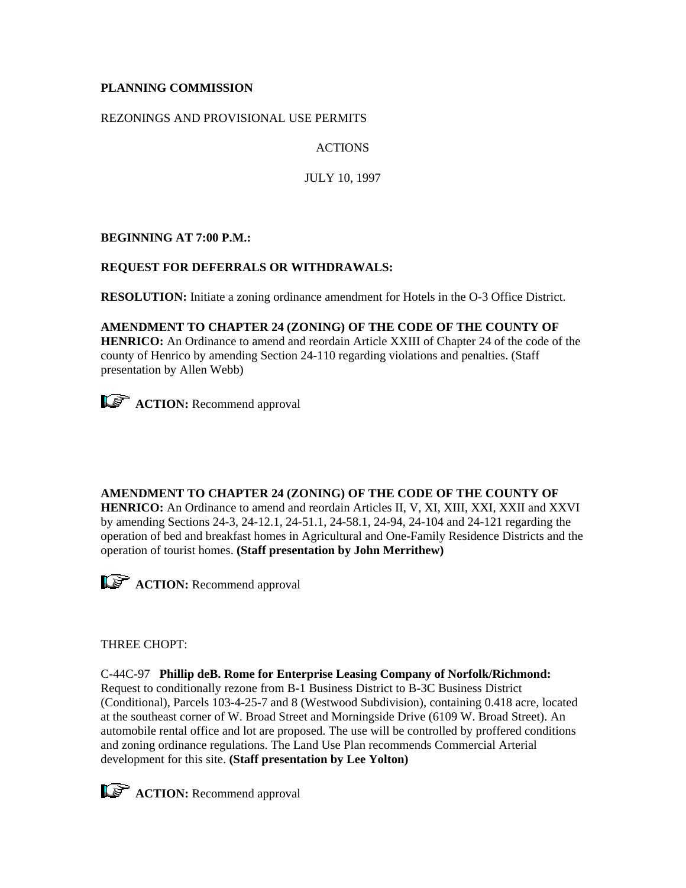**PLANNING COMMISSION**

REZONINGS AND PROVISIONAL USE PERMITS

ACTIONS

JULY 10, 1997

**BEGINNING AT 7:00 P.M.:**

**REQUEST FOR DEFERRALS OR WITHDRAWALS:**

**RESOLUTION:** Initiate a zoning ordinance amendment for Hotels in the O-3 Office District.

**AMENDMENT TO CHAPTER 24 (ZONING) OF THE CODE OF THE COUNTY OF HENRICO:** An Ordinance to amend and reordain Article XXIII of Chapter 24 of the code of the county of Henrico by amending Section 24-110 regarding violations and penalties. (Staff presentation by Allen Webb)

**ACTION:** Recommend approval

**AMENDMENT TO CHAPTER 24 (ZONING) OF THE CODE OF THE COUNTY OF HENRICO:** An Ordinance to amend and reordain Articles II, V, XI, XIII, XXI, XXII and XXVI by amending Sections 24-3, 24-12.1, 24-51.1, 24-58.1, 24-94, 24-104 and 24-121 regarding the operation of bed and breakfast homes in Agricultural and One-Family Residence Districts and the operation of tourist homes. **(Staff presentation by John Merrithew)**

**ACTION:** Recommend approval

THREE CHOPT:

C-44C-97 **Phillip deB. Rome for Enterprise Leasing Company of Norfolk/Richmond:** Request to conditionally rezone from B-1 Business District to B-3C Business District (Conditional), Parcels 103-4-25-7 and 8 (Westwood Subdivision), containing 0.418 acre, located at the southeast corner of W. Broad Street and Morningside Drive (6109 W. Broad Street). An automobile rental office and lot are proposed. The use will be controlled by proffered conditions and zoning ordinance regulations. The Land Use Plan recommends Commercial Arterial development for this site. **(Staff presentation by Lee Yolton)**

**ACTION:** Recommend approval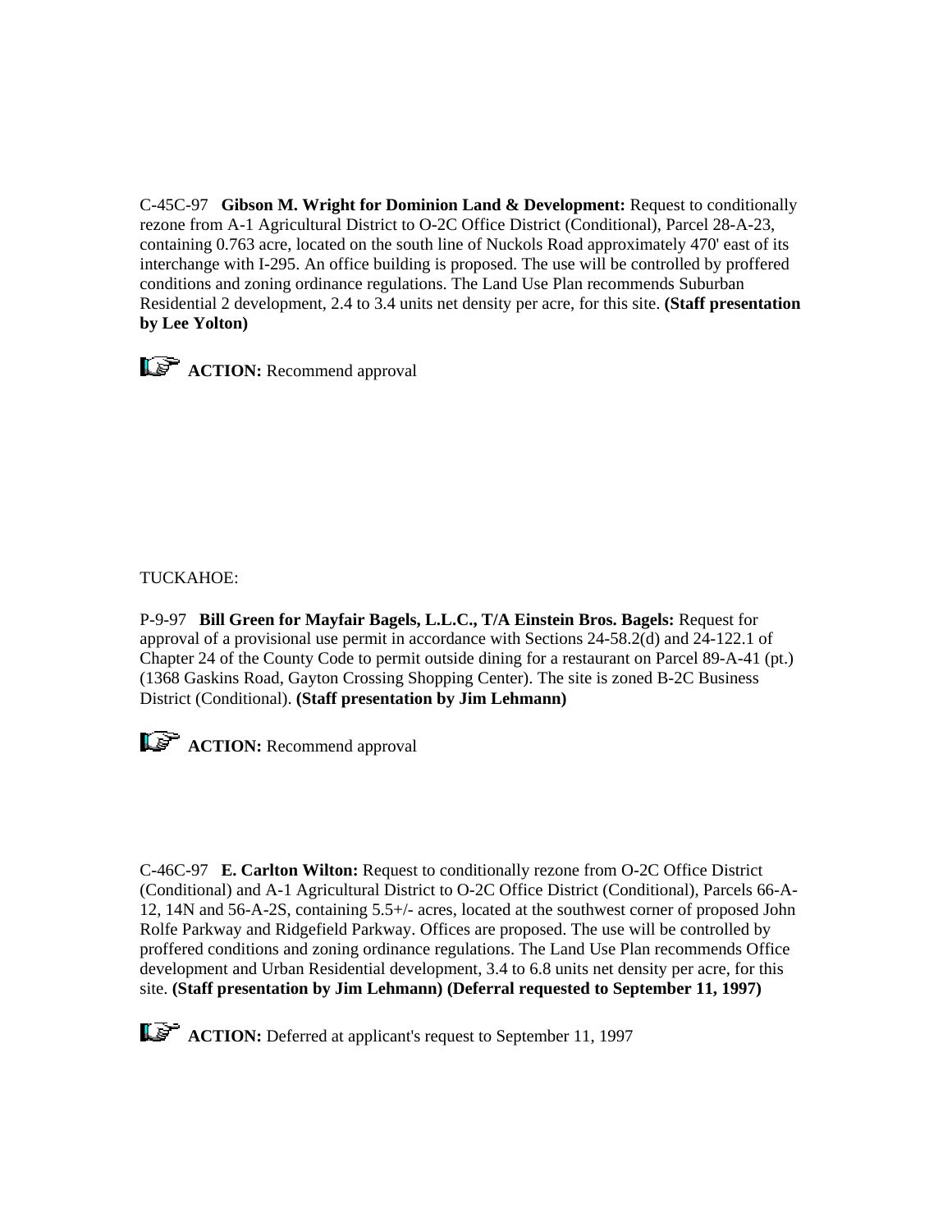C-45C-97 **Gibson M. Wright for Dominion Land & Development:** Request to conditionally rezone from A-1 Agricultural District to O-2C Office District (Conditional), Parcel 28-A-23, containing 0.763 acre, located on the south line of Nuckols Road approximately 470' east of its interchange with I-295. An office building is proposed. The use will be controlled by proffered conditions and zoning ordinance regulations. The Land Use Plan recommends Suburban Residential 2 development, 2.4 to 3.4 units net density per acre, for this site. **(Staff presentation by Lee Yolton)**

**ACTION:** Recommend approval

TUCKAHOE:

P-9-97 **Bill Green for Mayfair Bagels, L.L.C., T/A Einstein Bros. Bagels:** Request for approval of a provisional use permit in accordance with Sections 24-58.2(d) and 24-122.1 of Chapter 24 of the County Code to permit outside dining for a restaurant on Parcel 89-A-41 (pt.) (1368 Gaskins Road, Gayton Crossing Shopping Center). The site is zoned B-2C Business District (Conditional). **(Staff presentation by Jim Lehmann)**

**ACTION:** Recommend approval

C-46C-97 **E. Carlton Wilton:** Request to conditionally rezone from O-2C Office District (Conditional) and A-1 Agricultural District to O-2C Office District (Conditional), Parcels 66-A-12, 14N and 56-A-2S, containing 5.5+/- acres, located at the southwest corner of proposed John Rolfe Parkway and Ridgefield Parkway. Offices are proposed. The use will be controlled by proffered conditions and zoning ordinance regulations. The Land Use Plan recommends Office development and Urban Residential development, 3.4 to 6.8 units net density per acre, for this site. **(Staff presentation by Jim Lehmann) (Deferral requested to September 11, 1997)**

**ACTION:** Deferred at applicant's request to September 11, 1997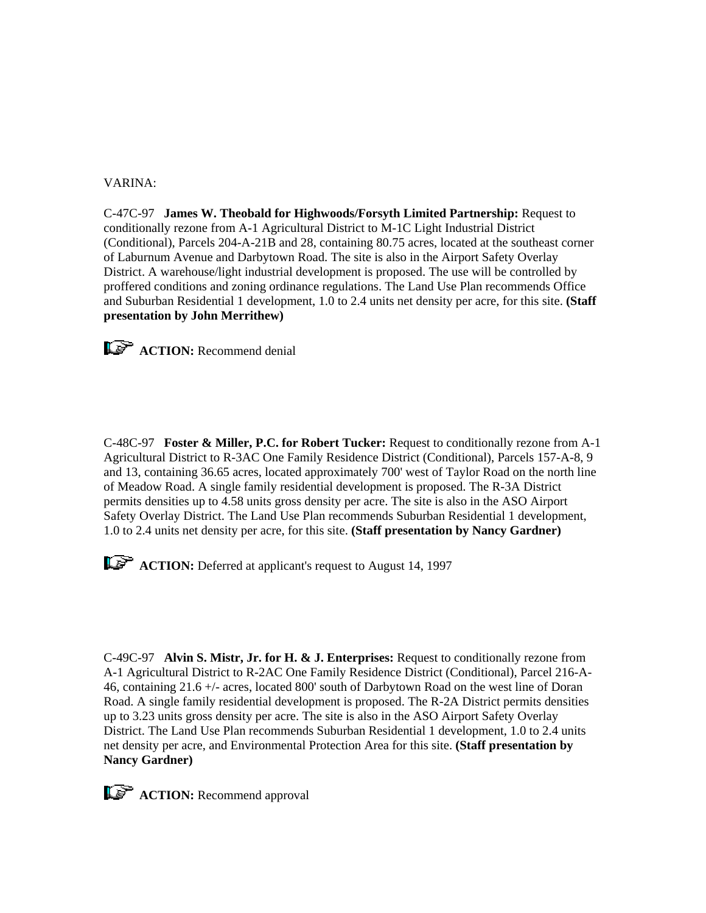VARINA:

C-47C-97 **James W. Theobald for Highwoods/Forsyth Limited Partnership:** Request to conditionally rezone from A-1 Agricultural District to M-1C Light Industrial District (Conditional), Parcels 204-A-21B and 28, containing 80.75 acres, located at the southeast corner of Laburnum Avenue and Darbytown Road. The site is also in the Airport Safety Overlay District. A warehouse/light industrial development is proposed. The use will be controlled by proffered conditions and zoning ordinance regulations. The Land Use Plan recommends Office and Suburban Residential 1 development, 1.0 to 2.4 units net density per acre, for this site. **(Staff presentation by John Merrithew)**

**ACTION:** Recommend denial

C-48C-97 **Foster & Miller, P.C. for Robert Tucker:** Request to conditionally rezone from A-1 Agricultural District to R-3AC One Family Residence District (Conditional), Parcels 157-A-8, 9 and 13, containing 36.65 acres, located approximately 700' west of Taylor Road on the north line of Meadow Road. A single family residential development is proposed. The R-3A District permits densities up to 4.58 units gross density per acre. The site is also in the ASO Airport Safety Overlay District. The Land Use Plan recommends Suburban Residential 1 development, 1.0 to 2.4 units net density per acre, for this site. **(Staff presentation by Nancy Gardner)**

**ACTION:** Deferred at applicant's request to August 14, 1997

C-49C-97 **Alvin S. Mistr, Jr. for H. & J. Enterprises:** Request to conditionally rezone from A-1 Agricultural District to R-2AC One Family Residence District (Conditional), Parcel 216-A-46, containing 21.6 +/- acres, located 800' south of Darbytown Road on the west line of Doran Road. A single family residential development is proposed. The R-2A District permits densities up to 3.23 units gross density per acre. The site is also in the ASO Airport Safety Overlay District. The Land Use Plan recommends Suburban Residential 1 development, 1.0 to 2.4 units net density per acre, and Environmental Protection Area for this site. **(Staff presentation by Nancy Gardner)**

**ACTION:** Recommend approval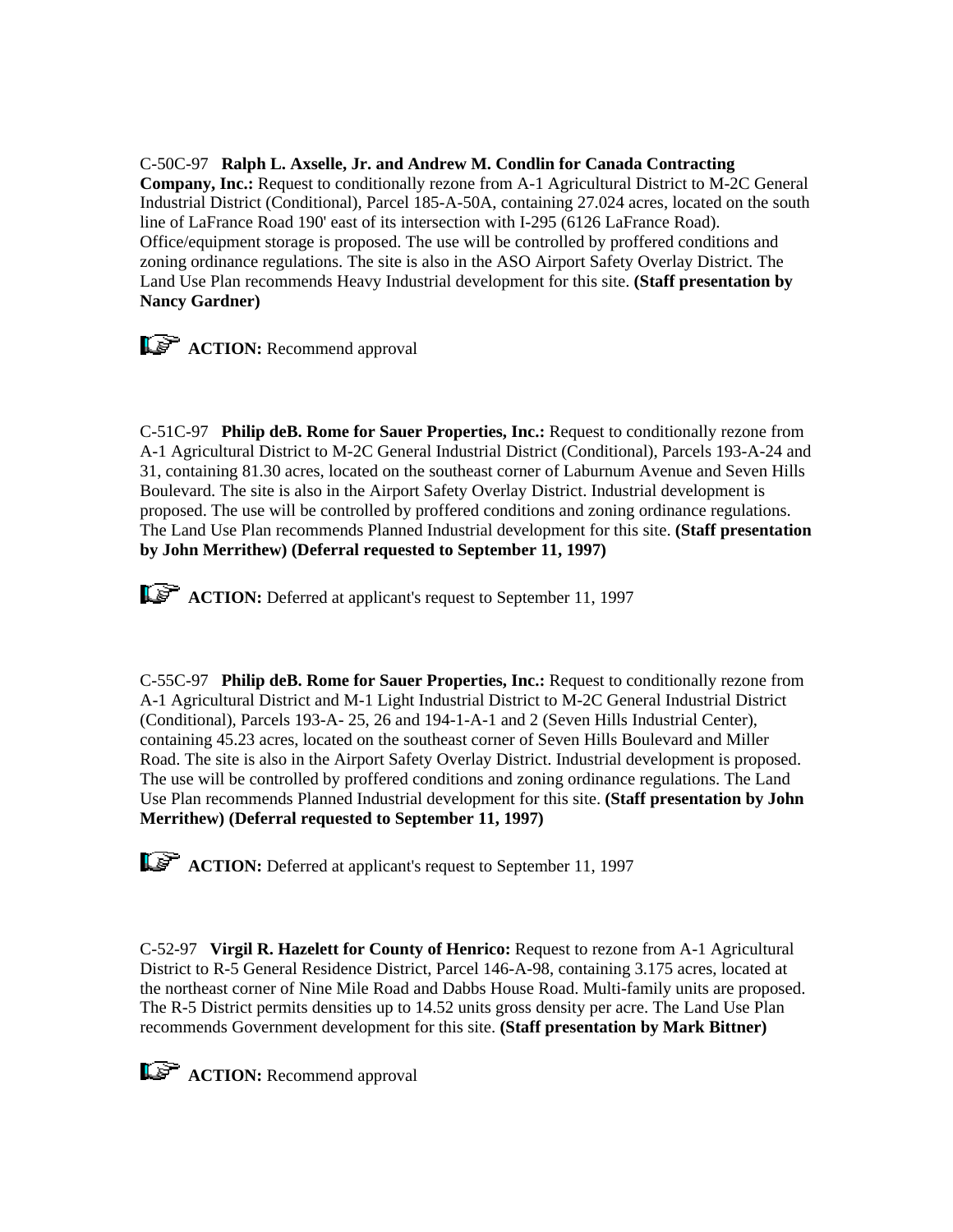C-50C-97 **Ralph L. Axselle, Jr. and Andrew M. Condlin for Canada Contracting Company, Inc.:** Request to conditionally rezone from A-1 Agricultural District to M-2C General Industrial District (Conditional), Parcel 185-A-50A, containing 27.024 acres, located on the south line of LaFrance Road 190' east of its intersection with I-295 (6126 LaFrance Road). Office/equipment storage is proposed. The use will be controlled by proffered conditions and zoning ordinance regulations. The site is also in the ASO Airport Safety Overlay District. The Land Use Plan recommends Heavy Industrial development for this site. **(Staff presentation by Nancy Gardner)**

**ACTION:** Recommend approval

C-51C-97 **Philip deB. Rome for Sauer Properties, Inc.:** Request to conditionally rezone from A-1 Agricultural District to M-2C General Industrial District (Conditional), Parcels 193-A-24 and 31, containing 81.30 acres, located on the southeast corner of Laburnum Avenue and Seven Hills Boulevard. The site is also in the Airport Safety Overlay District. Industrial development is proposed. The use will be controlled by proffered conditions and zoning ordinance regulations. The Land Use Plan recommends Planned Industrial development for this site. **(Staff presentation by John Merrithew) (Deferral requested to September 11, 1997)**

**ACTION:** Deferred at applicant's request to September 11, 1997

C-55C-97 **Philip deB. Rome for Sauer Properties, Inc.:** Request to conditionally rezone from A-1 Agricultural District and M-1 Light Industrial District to M-2C General Industrial District (Conditional), Parcels 193-A- 25, 26 and 194-1-A-1 and 2 (Seven Hills Industrial Center), containing 45.23 acres, located on the southeast corner of Seven Hills Boulevard and Miller Road. The site is also in the Airport Safety Overlay District. Industrial development is proposed. The use will be controlled by proffered conditions and zoning ordinance regulations. The Land Use Plan recommends Planned Industrial development for this site. **(Staff presentation by John Merrithew) (Deferral requested to September 11, 1997)**

**ACTION:** Deferred at applicant's request to September 11, 1997

C-52-97 **Virgil R. Hazelett for County of Henrico:** Request to rezone from A-1 Agricultural District to R-5 General Residence District, Parcel 146-A-98, containing 3.175 acres, located at the northeast corner of Nine Mile Road and Dabbs House Road. Multi-family units are proposed. The R-5 District permits densities up to 14.52 units gross density per acre. The Land Use Plan recommends Government development for this site. **(Staff presentation by Mark Bittner)**

**ACTION:** Recommend approval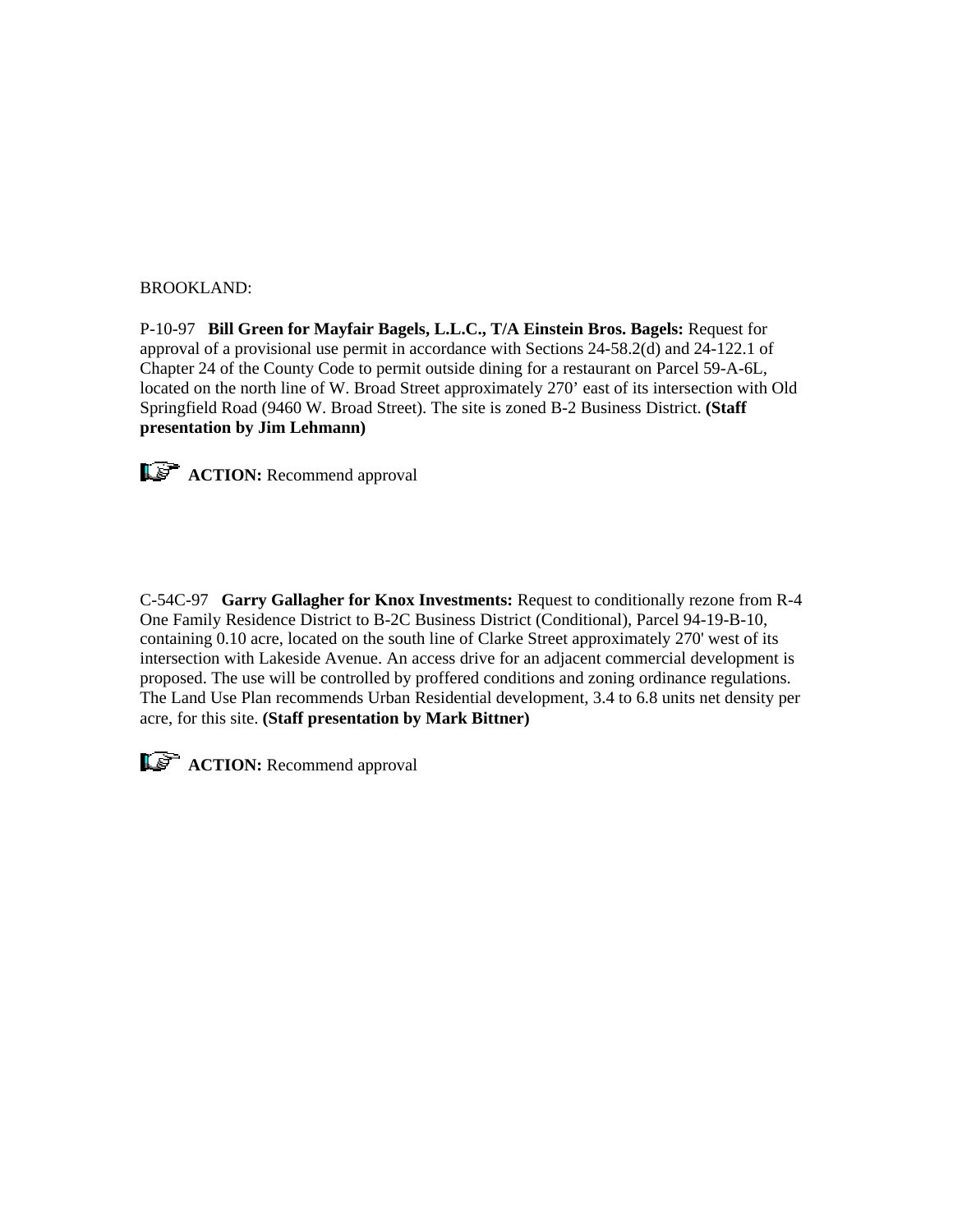BROOKLAND:

P-10-97 **Bill Green for Mayfair Bagels, L.L.C., T/A Einstein Bros. Bagels:** Request for approval of a provisional use permit in accordance with Sections 24-58.2(d) and 24-122.1 of Chapter 24 of the County Code to permit outside dining for a restaurant on Parcel 59-A-6L, located on the north line of W. Broad Street approximately 270' east of its intersection with Old Springfield Road (9460 W. Broad Street). The site is zoned B-2 Business District. **(Staff presentation by Jim Lehmann)**

☞ **ACTION:** Recommend approval

C-54C-97 **Garry Gallagher for Knox Investments:** Request to conditionally rezone from R-4 One Family Residence District to B-2C Business District (Conditional), Parcel 94-19-B-10, containing 0.10 acre, located on the south line of Clarke Street approximately 270' west of its intersection with Lakeside Avenue. An access drive for an adjacent commercial development is proposed. The use will be controlled by proffered conditions and zoning ordinance regulations. The Land Use Plan recommends Urban Residential development, 3.4 to 6.8 units net density per acre, for this site. **(Staff presentation by Mark Bittner)**

☞ **ACTION:** Recommend approval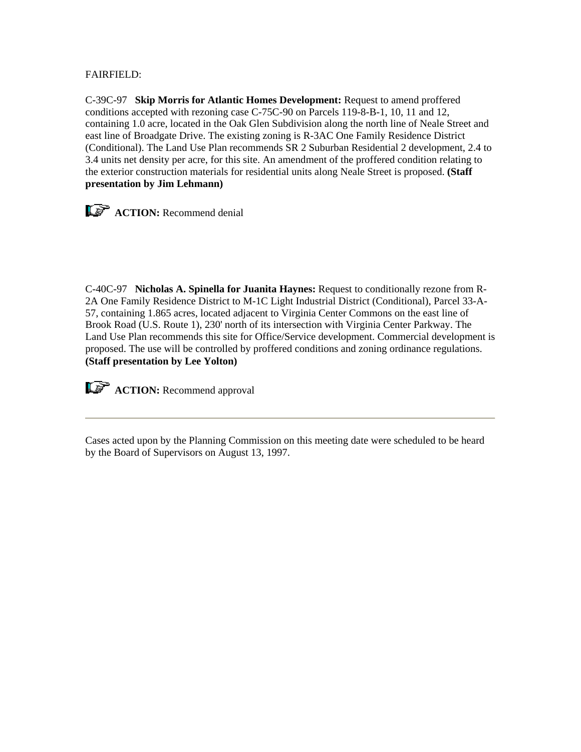FAIRFIELD:

C-39C-97   **Skip Morris for Atlantic Homes Development:** Request to amend proffered conditions accepted with rezoning case C-75C-90 on Parcels 119-8-B-1, 10, 11 and 12, containing 1.0 acre, located in the Oak Glen Subdivision along the north line of Neale Street and east line of Broadgate Drive. The existing zoning is R-3AC One Family Residence District (Conditional). The Land Use Plan recommends SR 2 Suburban Residential 2 development, 2.4 to 3.4 units net density per acre, for this site. An amendment of the proffered condition relating to the exterior construction materials for residential units along Neale Street is proposed. **(Staff presentation by Jim Lehmann)**

**ACTION:** Recommend denial

C-40C-97   **Nicholas A. Spinella for Juanita Haynes:** Request to conditionally rezone from R-2A One Family Residence District to M-1C Light Industrial District (Conditional), Parcel 33-A-57, containing 1.865 acres, located adjacent to Virginia Center Commons on the east line of Brook Road (U.S. Route 1), 230' north of its intersection with Virginia Center Parkway. The Land Use Plan recommends this site for Office/Service development. Commercial development is proposed. The use will be controlled by proffered conditions and zoning ordinance regulations. **(Staff presentation by Lee Yolton)**

**ACTION:** Recommend approval

---

Cases acted upon by the Planning Commission on this meeting date were scheduled to be heard by the Board of Supervisors on August 13, 1997.